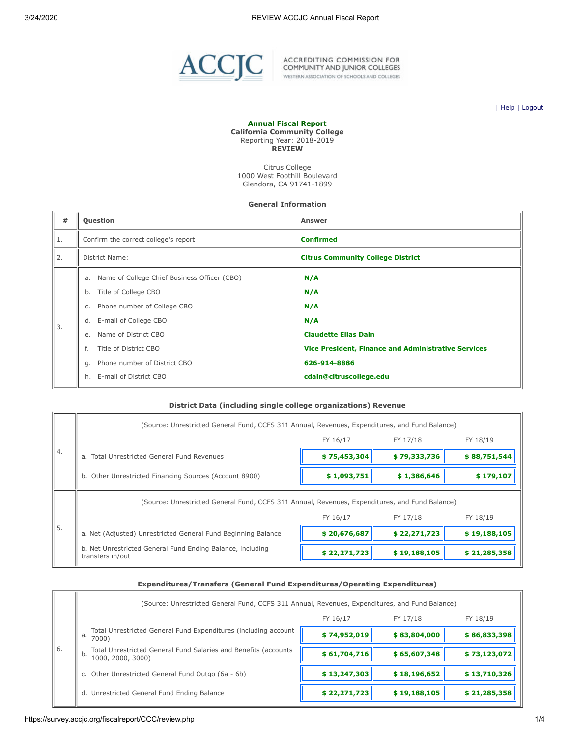**Annual Fiscal Report**
**California Community College**
Reporting Year: 2018-2019
**REVIEW**

Citrus College
1000 West Foothill Boulevard
Glendora, CA 91741-1899

### General Information

| # | Question | Answer |
|---|---|---|
| 1. | Confirm the correct college's report | **Confirmed** |
| 2. | District Name: | **Citrus Community College District** |
| 3. | a. Name of College Chief Business Officer (CBO) | **N/A** |
| | b. Title of College CBO | **N/A** |
| | c. Phone number of College CBO | **N/A** |
| | d. E-mail of College CBO | **N/A** |
| | e. Name of District CBO | **Claudette Elias Dain** |
| | f. Title of District CBO | **Vice President, Finance and Administrative Services** |
| | g. Phone number of District CBO | **626-914-8886** |
| | h. E-mail of District CBO | **cdain@citruscollege.edu** |

### District Data (including single college organizations) Revenue

| # | (Source: Unrestricted General Fund, CCFS 311 Annual, Revenues, Expenditures, and Fund Balance) | FY 16/17 | FY 17/18 | FY 18/19 |
|---|---|---|---|---|
| 4. | a. Total Unrestricted General Fund Revenues | **$ 75,453,304** | **$ 79,333,736** | **$ 88,751,544** |
| | b. Other Unrestricted Financing Sources (Account 8900) | **$ 1,093,751** | **$ 1,386,646** | **$ 179,107** |

| # | (Source: Unrestricted General Fund, CCFS 311 Annual, Revenues, Expenditures, and Fund Balance) | FY 16/17 | FY 17/18 | FY 18/19 |
|---|---|---|---|---|
| 5. | a. Net (Adjusted) Unrestricted General Fund Beginning Balance | **$ 20,676,687** | **$ 22,271,723** | **$ 19,188,105** |
| | b. Net Unrestricted General Fund Ending Balance, including transfers in/out | **$ 22,271,723** | **$ 19,188,105** | **$ 21,285,358** |

### Expenditures/Transfers (General Fund Expenditures/Operating Expenditures)

| # | (Source: Unrestricted General Fund, CCFS 311 Annual, Revenues, Expenditures, and Fund Balance) | FY 16/17 | FY 17/18 | FY 18/19 |
|---|---|---|---|---|
| 6. | a. Total Unrestricted General Fund Expenditures (including account 7000) | **$ 74,952,019** | **$ 83,804,000** | **$ 86,833,398** |
| | b. Total Unrestricted General Fund Salaries and Benefits (accounts 1000, 2000, 3000) | **$ 61,704,716** | **$ 65,607,348** | **$ 73,123,072** |
| | c. Other Unrestricted General Fund Outgo (6a - 6b) | **$ 13,247,303** | **$ 18,196,652** | **$ 13,710,326** |
| | d. Unrestricted General Fund Ending Balance | **$ 22,271,723** | **$ 19,188,105** | **$ 21,285,358** |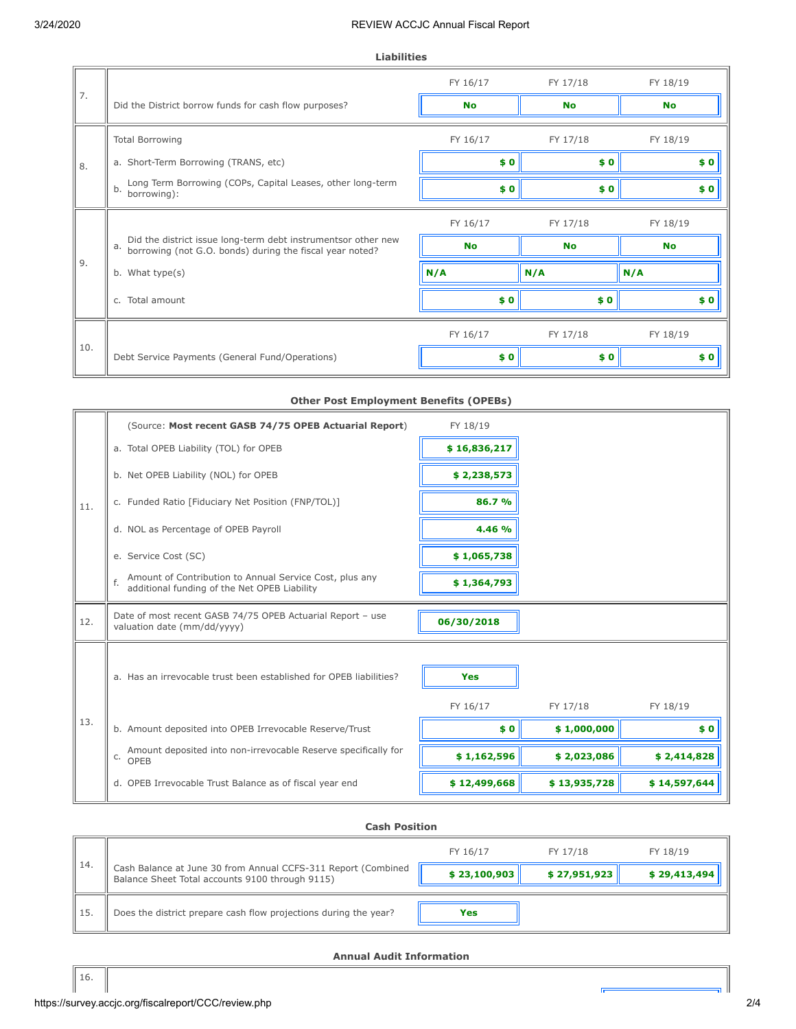### Liabilities

| | | FY 16/17 | FY 17/18 | FY 18/19 |
|---|---|---|---|---|
| 7. | Did the District borrow funds for cash flow purposes? | No | No | No |
| 8. | Total Borrowing | FY 16/17 | FY 17/18 | FY 18/19 |
| | a. Short-Term Borrowing (TRANS, etc) | $ 0 | $ 0 | $ 0 |
| | b. Long Term Borrowing (COPs, Capital Leases, other long-term borrowing): | $ 0 | $ 0 | $ 0 |
| 9. | | FY 16/17 | FY 17/18 | FY 18/19 |
| | a. Did the district issue long-term debt instrumentsor other new borrowing (not G.O. bonds) during the fiscal year noted? | No | No | No |
| | b. What type(s) | N/A | N/A | N/A |
| | c. Total amount | $ 0 | $ 0 | $ 0 |
| 10. | | FY 16/17 | FY 17/18 | FY 18/19 |
| | Debt Service Payments (General Fund/Operations) | $ 0 | $ 0 | $ 0 |

### Other Post Employment Benefits (OPEBs)

| | | FY 16/17 | FY 17/18 | FY 18/19 |
|---|---|---|---|---|
| 11. | (Source: **Most recent GASB 74/75 OPEB Actuarial Report**) | FY 18/19 | | |
| | a. Total OPEB Liability (TOL) for OPEB | $ 16,836,217 | | |
| | b. Net OPEB Liability (NOL) for OPEB | $ 2,238,573 | | |
| | c. Funded Ratio [Fiduciary Net Position (FNP/TOL)] | 86.7 % | | |
| | d. NOL as Percentage of OPEB Payroll | 4.46 % | | |
| | e. Service Cost (SC) | $ 1,065,738 | | |
| | f. Amount of Contribution to Annual Service Cost, plus any additional funding of the Net OPEB Liability | $ 1,364,793 | | |
| 12. | Date of most recent GASB 74/75 OPEB Actuarial Report – use valuation date (mm/dd/yyyy) | 06/30/2018 | | |
| 13. | a. Has an irrevocable trust been established for OPEB liabilities? | Yes | | |
| | | FY 16/17 | FY 17/18 | FY 18/19 |
| | b. Amount deposited into OPEB Irrevocable Reserve/Trust | $ 0 | $ 1,000,000 | $ 0 |
| | c. Amount deposited into non-irrevocable Reserve specifically for OPEB | $ 1,162,596 | $ 2,023,086 | $ 2,414,828 |
| | d. OPEB Irrevocable Trust Balance as of fiscal year end | $ 12,499,668 | $ 13,935,728 | $ 14,597,644 |

### Cash Position

| | | FY 16/17 | FY 17/18 | FY 18/19 |
|---|---|---|---|---|
| 14. | Cash Balance at June 30 from Annual CCFS-311 Report (Combined Balance Sheet Total accounts 9100 through 9115) | $ 23,100,903 | $ 27,951,923 | $ 29,413,494 |
| 15. | Does the district prepare cash flow projections during the year? | Yes | | |

### Annual Audit Information

| | |
|---|---|
| 16. | |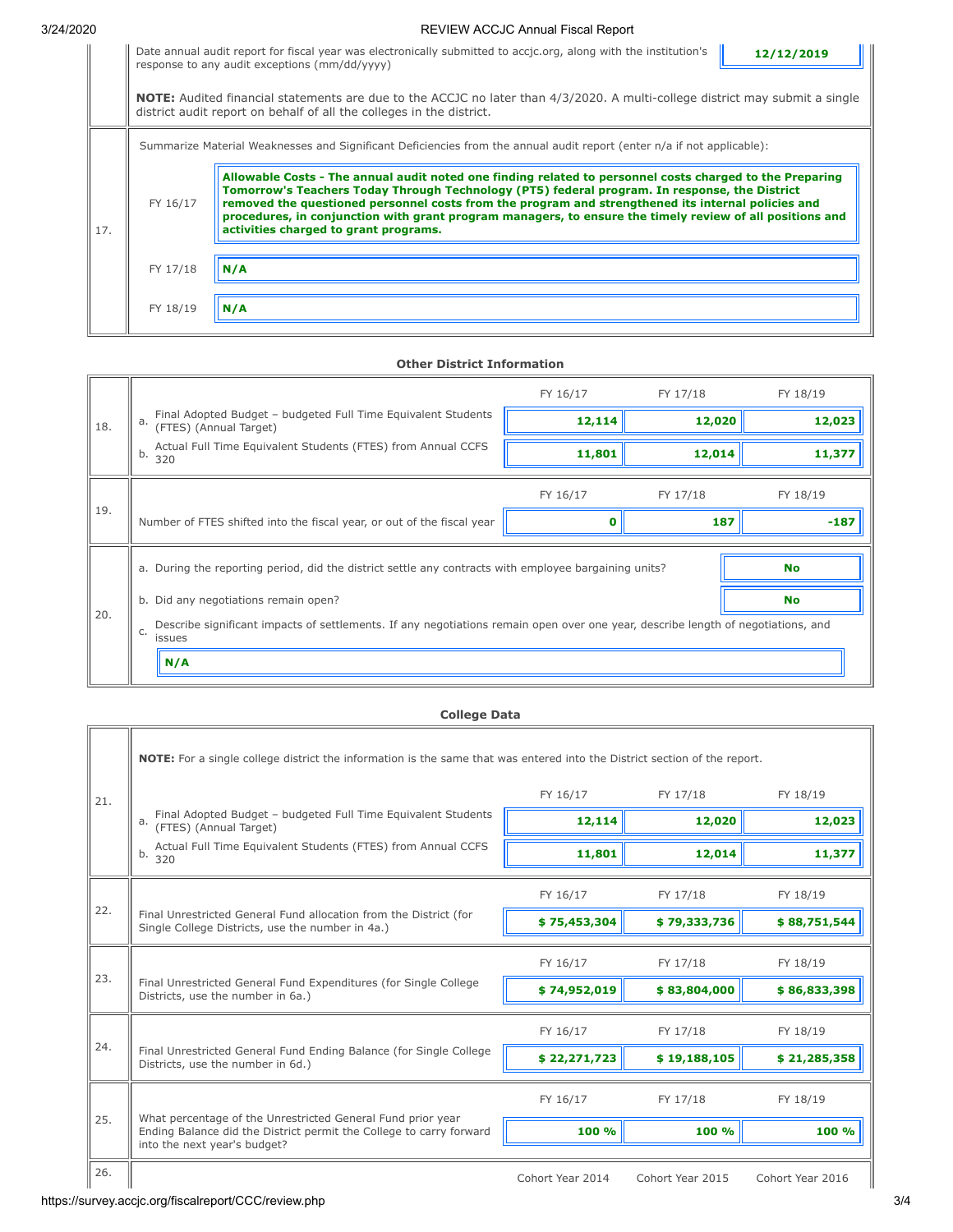| | | |
|---|---|---|
| | Date annual audit report for fiscal year was electronically submitted to accjc.org, along with the institution's response to any audit exceptions (mm/dd/yyyy) | **12/12/2019** |
| | **NOTE:** Audited financial statements are due to the ACCJC no later than 4/3/2020. A multi-college district may submit a single district audit report on behalf of all the colleges in the district. | |

| | | |
|---|---|---|
| 17. | Summarize Material Weaknesses and Significant Deficiencies from the annual audit report (enter n/a if not applicable): | |
| | FY 16/17 | **Allowable Costs - The annual audit noted one finding related to personnel costs charged to the Preparing Tomorrow's Teachers Today Through Technology (PT5) federal program. In response, the District removed the questioned personnel costs from the program and strengthened its internal policies and procedures, in conjunction with grant program managers, to ensure the timely review of all positions and activities charged to grant programs.** |
| | FY 17/18 | **N/A** |
| | FY 18/19 | **N/A** |

## Other District Information

| | | FY 16/17 | FY 17/18 | FY 18/19 |
|---|---|---|---|---|
| 18. | a. Final Adopted Budget – budgeted Full Time Equivalent Students (FTES) (Annual Target) | **12,114** | **12,020** | **12,023** |
| | b. Actual Full Time Equivalent Students (FTES) from Annual CCFS 320 | **11,801** | **12,014** | **11,377** |
| 19. | Number of FTES shifted into the fiscal year, or out of the fiscal year | **0** | **187** | **-187** |

| | | |
|---|---|---|
| 20. | a. During the reporting period, did the district settle any contracts with employee bargaining units? | **No** |
| | b. Did any negotiations remain open? | **No** |
| | c. Describe significant impacts of settlements. If any negotiations remain open over one year, describe length of negotiations, and issues | |
| | **N/A** | |

## College Data

**NOTE:** For a single college district the information is the same that was entered into the District section of the report.

| | | FY 16/17 | FY 17/18 | FY 18/19 |
|---|---|---|---|---|
| 21. | a. Final Adopted Budget – budgeted Full Time Equivalent Students (FTES) (Annual Target) | **12,114** | **12,020** | **12,023** |
| | b. Actual Full Time Equivalent Students (FTES) from Annual CCFS 320 | **11,801** | **12,014** | **11,377** |
| 22. | Final Unrestricted General Fund allocation from the District (for Single College Districts, use the number in 4a.) | **$ 75,453,304** | **$ 79,333,736** | **$ 88,751,544** |
| 23. | Final Unrestricted General Fund Expenditures (for Single College Districts, use the number in 6a.) | **$ 74,952,019** | **$ 83,804,000** | **$ 86,833,398** |
| 24. | Final Unrestricted General Fund Ending Balance (for Single College Districts, use the number in 6d.) | **$ 22,271,723** | **$ 19,188,105** | **$ 21,285,358** |
| 25. | What percentage of the Unrestricted General Fund prior year Ending Balance did the District permit the College to carry forward into the next year's budget? | **100 %** | **100 %** | **100 %** |

| | | Cohort Year 2014 | Cohort Year 2015 | Cohort Year 2016 |
|---|---|---|---|---|
| 26. | | | | |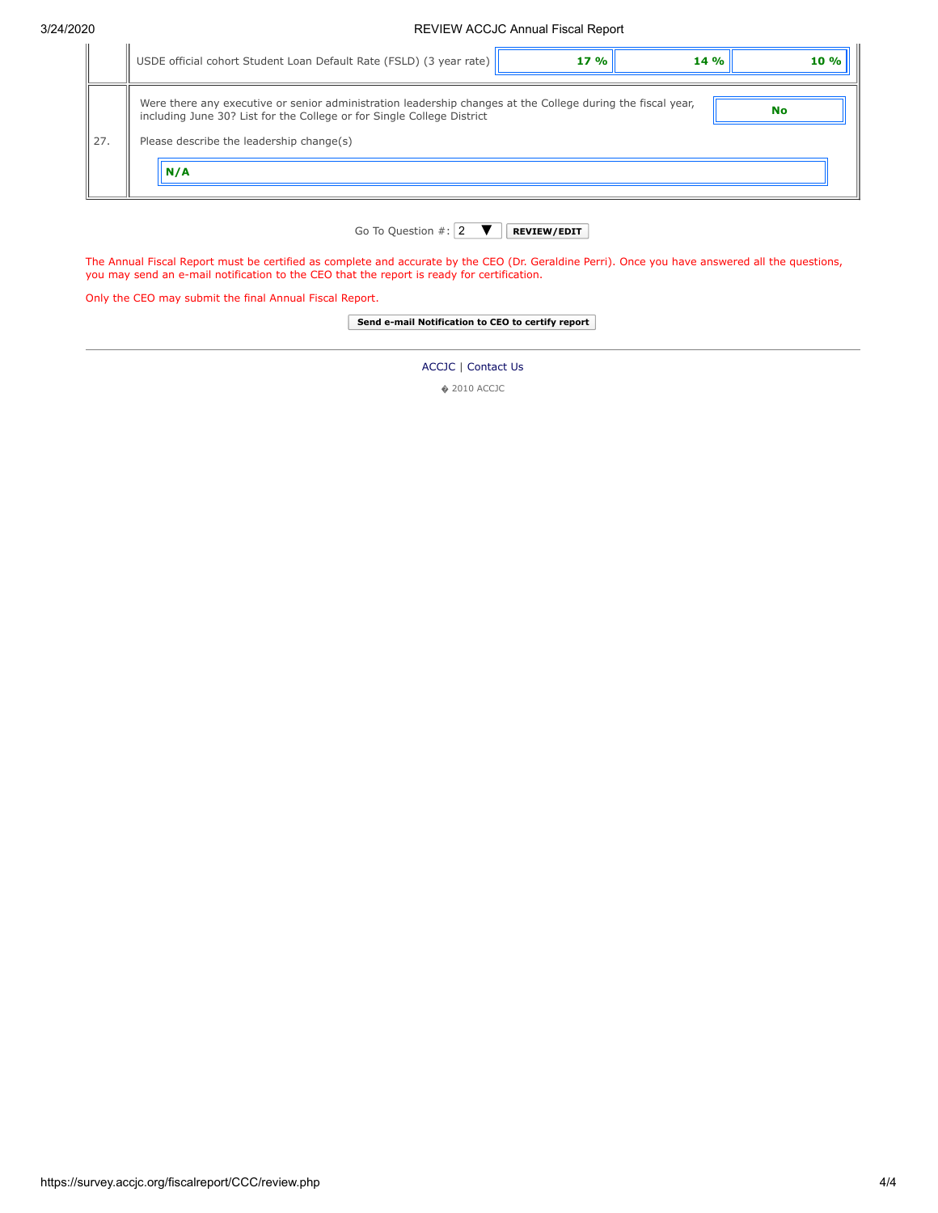| | | | | |
|---|---|---|---|---|
| | USDE official cohort Student Loan Default Rate (FSLD) (3 year rate) | 17 % | 14 % | 10 % |
| 27. | Were there any executive or senior administration leadership changes at the College during the fiscal year, including June 30? List for the College or for Single College District | No | | |
| | Please describe the leadership change(s) | | | |
| | N/A | | | |

Go To Question #: 2 ▼ REVIEW/EDIT

The Annual Fiscal Report must be certified as complete and accurate by the CEO (Dr. Geraldine Perri). Once you have answered all the questions, you may send an e-mail notification to the CEO that the report is ready for certification.

Only the CEO may submit the final Annual Fiscal Report.

Send e-mail Notification to CEO to certify report

---

ACCJC | Contact Us

� 2010 ACCJC